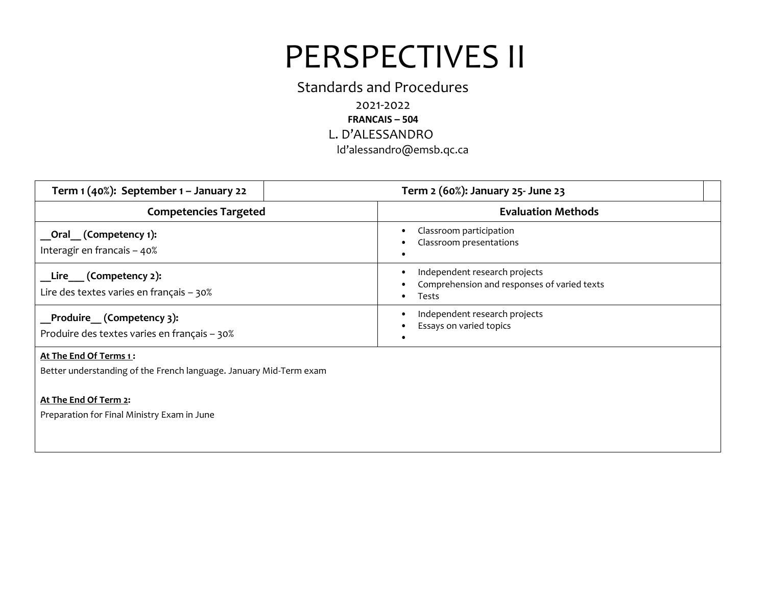# PERSPECTIVES II

Standards and Procedures

2021-2022

**FRANCAIS – 504**

L. D'ALESSANDRO

ld'alessandro@emsb.qc.ca

| **Term 1 (40%): September 1 – January 22** | **Term 2 (60%): January 25- June 23** |
|---|---|
| **Competencies Targeted** | **Evaluation Methods** |
| **__Oral__ (Competency 1):**<br>Interagir en francais – 40% | • Classroom participation<br>• Classroom presentations<br>• |
| **__Lire___ (Competency 2):**<br>Lire des textes varies en français – 30% | • Independent research projects<br>• Comprehension and responses of varied texts<br>• Tests |
| **__Produire__ (Competency 3):**<br>Produire des textes varies en français – 30% | • Independent research projects<br>• Essays on varied topics<br>• |

**At The End Of Terms 1 :**

Better understanding of the French language. January Mid-Term exam

**At The End Of Term 2:**

Preparation for Final Ministry Exam in June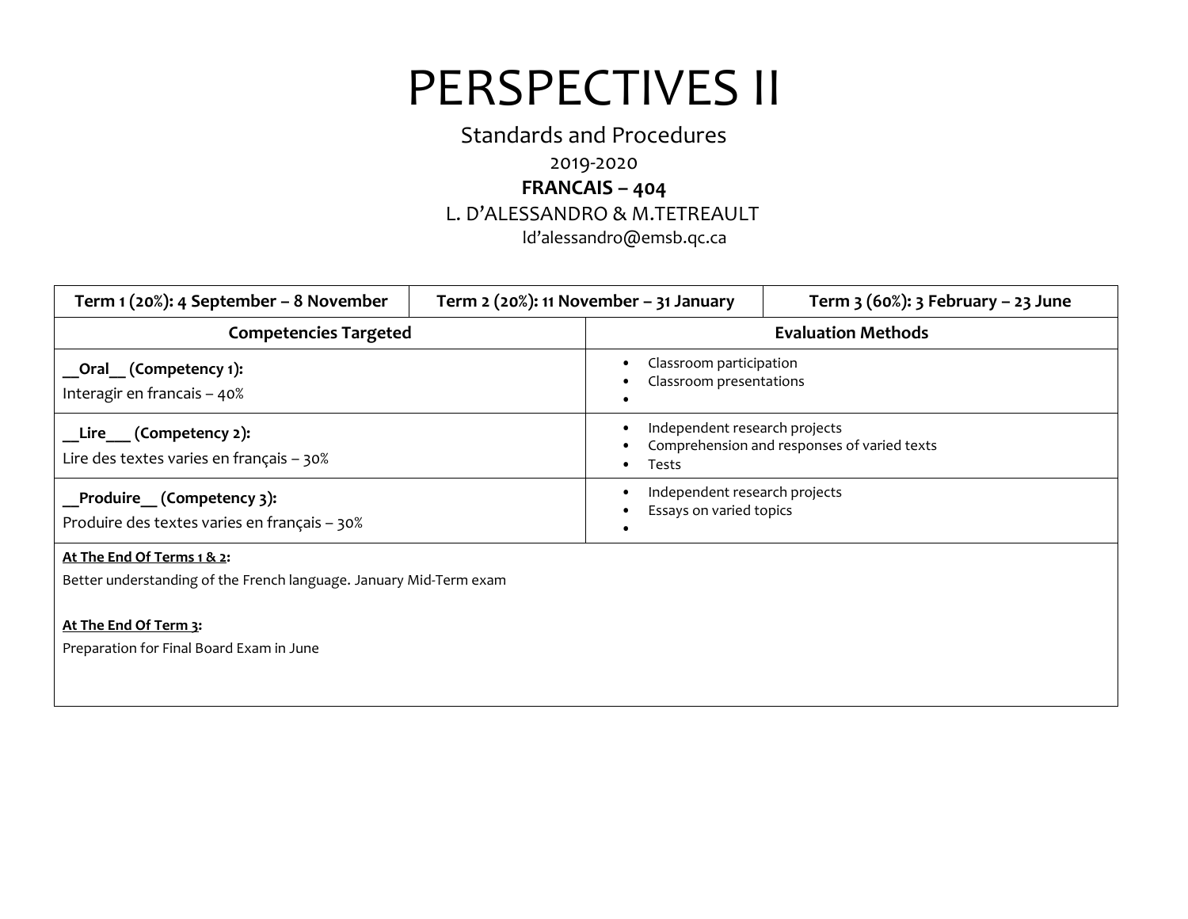# PERSPECTIVES II

Standards and Procedures

2019-2020

**FRANCAIS – 404**

L. D'ALESSANDRO & M.TETREAULT

ld'alessandro@emsb.qc.ca

| **Term 1 (20%): 4 September – 8 November** | **Term 2 (20%): 11 November – 31 January** | **Term 3 (60%): 3 February – 23 June** |
|---|---|---|

| **Competencies Targeted** | **Evaluation Methods** |
|---|---|
| **__Oral__ (Competency 1):** Interagir en francais – 40% | • Classroom participation • Classroom presentations • |
| **__Lire___ (Competency 2):** Lire des textes varies en français – 30% | • Independent research projects • Comprehension and responses of varied texts • Tests |
| **__Produire__ (Competency 3):** Produire des textes varies en français – 30% | • Independent research projects • Essays on varied topics • |

**At The End Of Terms 1 & 2:**

Better understanding of the French language. January Mid-Term exam

**At The End Of Term 3:**

Preparation for Final Board Exam in June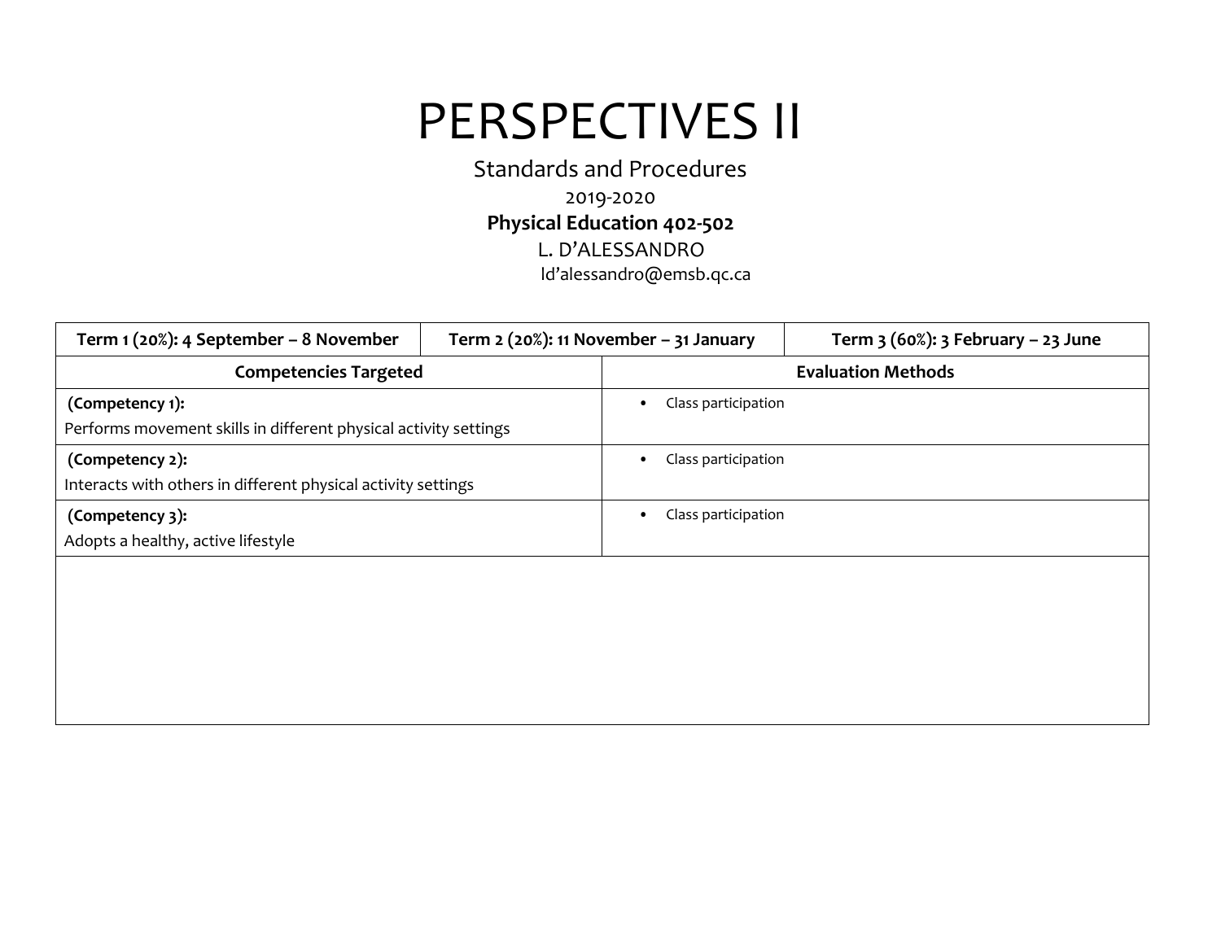# PERSPECTIVES II

Standards and Procedures

2019-2020

**Physical Education 402-502**

L. D'ALESSANDRO

ld'alessandro@emsb.qc.ca

| **Term 1 (20%): 4 September – 8 November** | **Term 2 (20%): 11 November – 31 January** | **Term 3 (60%): 3 February – 23 June** |
|---|---|---|

| **Competencies Targeted** | **Evaluation Methods** |
|---|---|
| **(Competency 1):** Performs movement skills in different physical activity settings | • Class participation |
| **(Competency 2):** Interacts with others in different physical activity settings | • Class participation |
| **(Competency 3):** Adopts a healthy, active lifestyle | • Class participation |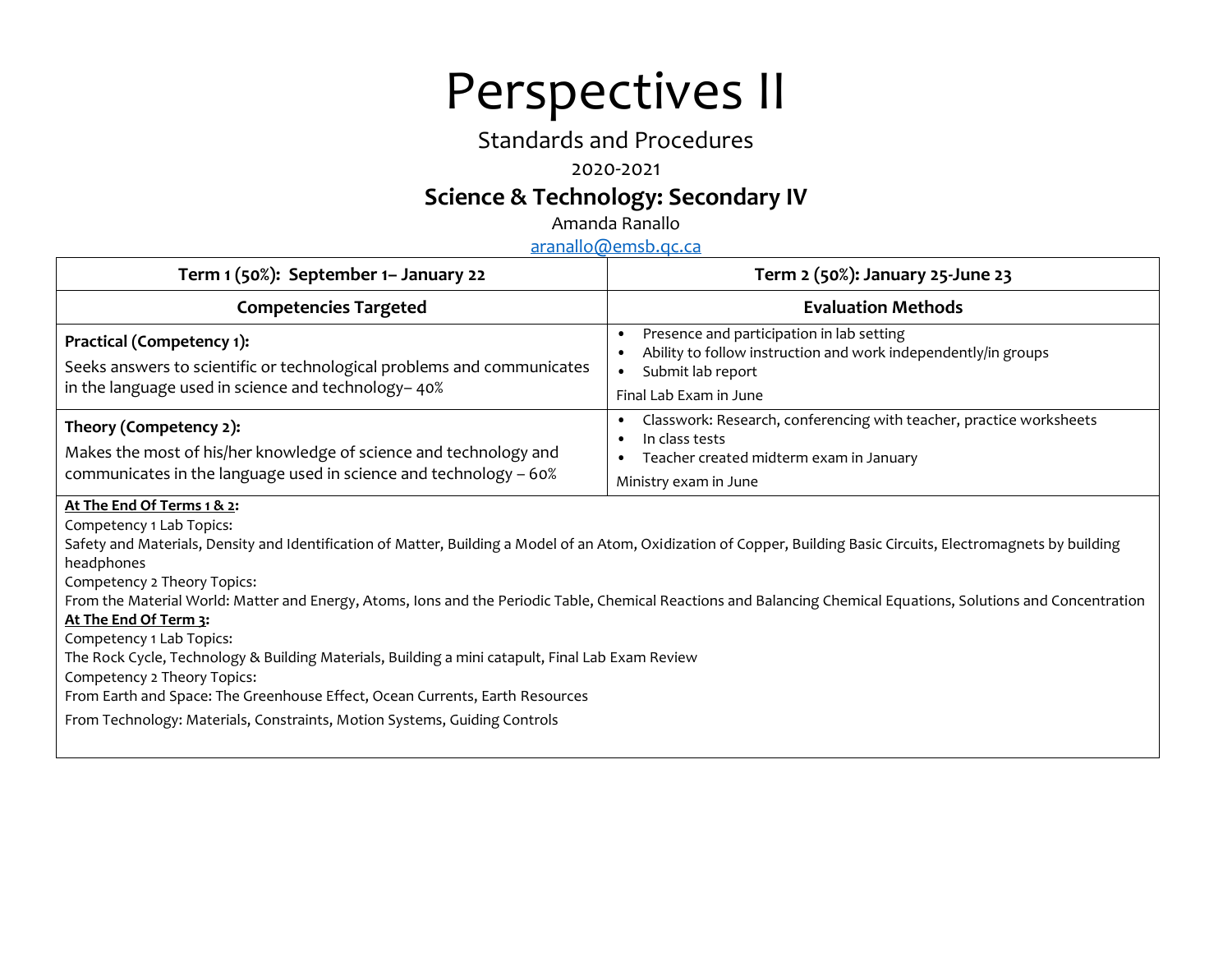# Perspectives II

Standards and Procedures

2020-2021

## Science & Technology: Secondary IV

Amanda Ranallo

[aranallo@emsb.qc.ca](mailto:aranallo@emsb.qc.ca)

| Term 1 (50%): September 1– January 22 | Term 2 (50%): January 25-June 23 |
| --- | --- |
| **Competencies Targeted** | **Evaluation Methods** |
| **Practical (Competency 1):** Seeks answers to scientific or technological problems and communicates in the language used in science and technology– 40% | • Presence and participation in lab setting<br>• Ability to follow instruction and work independently/in groups<br>• Submit lab report<br>Final Lab Exam in June |
| **Theory (Competency 2):** Makes the most of his/her knowledge of science and technology and communicates in the language used in science and technology – 60% | • Classwork: Research, conferencing with teacher, practice worksheets<br>• In class tests<br>• Teacher created midterm exam in January<br>Ministry exam in June |

**At The End Of Terms 1 & 2:**

Competency 1 Lab Topics:

Safety and Materials, Density and Identification of Matter, Building a Model of an Atom, Oxidization of Copper, Building Basic Circuits, Electromagnets by building headphones

Competency 2 Theory Topics:

From the Material World: Matter and Energy, Atoms, Ions and the Periodic Table, Chemical Reactions and Balancing Chemical Equations, Solutions and Concentration

**At The End Of Term 3:**

Competency 1 Lab Topics:

The Rock Cycle, Technology & Building Materials, Building a mini catapult, Final Lab Exam Review

Competency 2 Theory Topics:

From Earth and Space: The Greenhouse Effect, Ocean Currents, Earth Resources

From Technology: Materials, Constraints, Motion Systems, Guiding Controls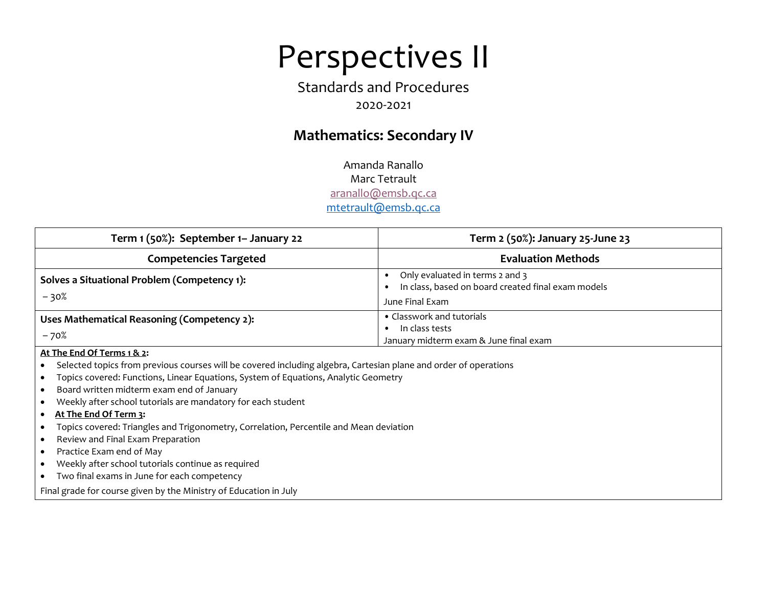# Perspectives II

Standards and Procedures

2020-2021

## Mathematics: Secondary IV

Amanda Ranallo
Marc Tetrault
aranallo@emsb.qc.ca
mtetrault@emsb.qc.ca

| Term 1 (50%): September 1– January 22 | Term 2 (50%): January 25-June 23 |
|---|---|
| **Competencies Targeted** | **Evaluation Methods** |
| **Solves a Situational Problem (Competency 1):** – 30% | • Only evaluated in terms 2 and 3<br>• In class, based on board created final exam models<br>June Final Exam |
| **Uses Mathematical Reasoning (Competency 2):** – 70% | • Classwork and tutorials<br>• In class tests<br>January midterm exam & June final exam |

**At The End Of Terms 1 & 2:**

- Selected topics from previous courses will be covered including algebra, Cartesian plane and order of operations
- Topics covered: Functions, Linear Equations, System of Equations, Analytic Geometry
- Board written midterm exam end of January
- Weekly after school tutorials are mandatory for each student
- **At The End Of Term 3:**
- Topics covered: Triangles and Trigonometry, Correlation, Percentile and Mean deviation
- Review and Final Exam Preparation
- Practice Exam end of May
- Weekly after school tutorials continue as required
- Two final exams in June for each competency

Final grade for course given by the Ministry of Education in July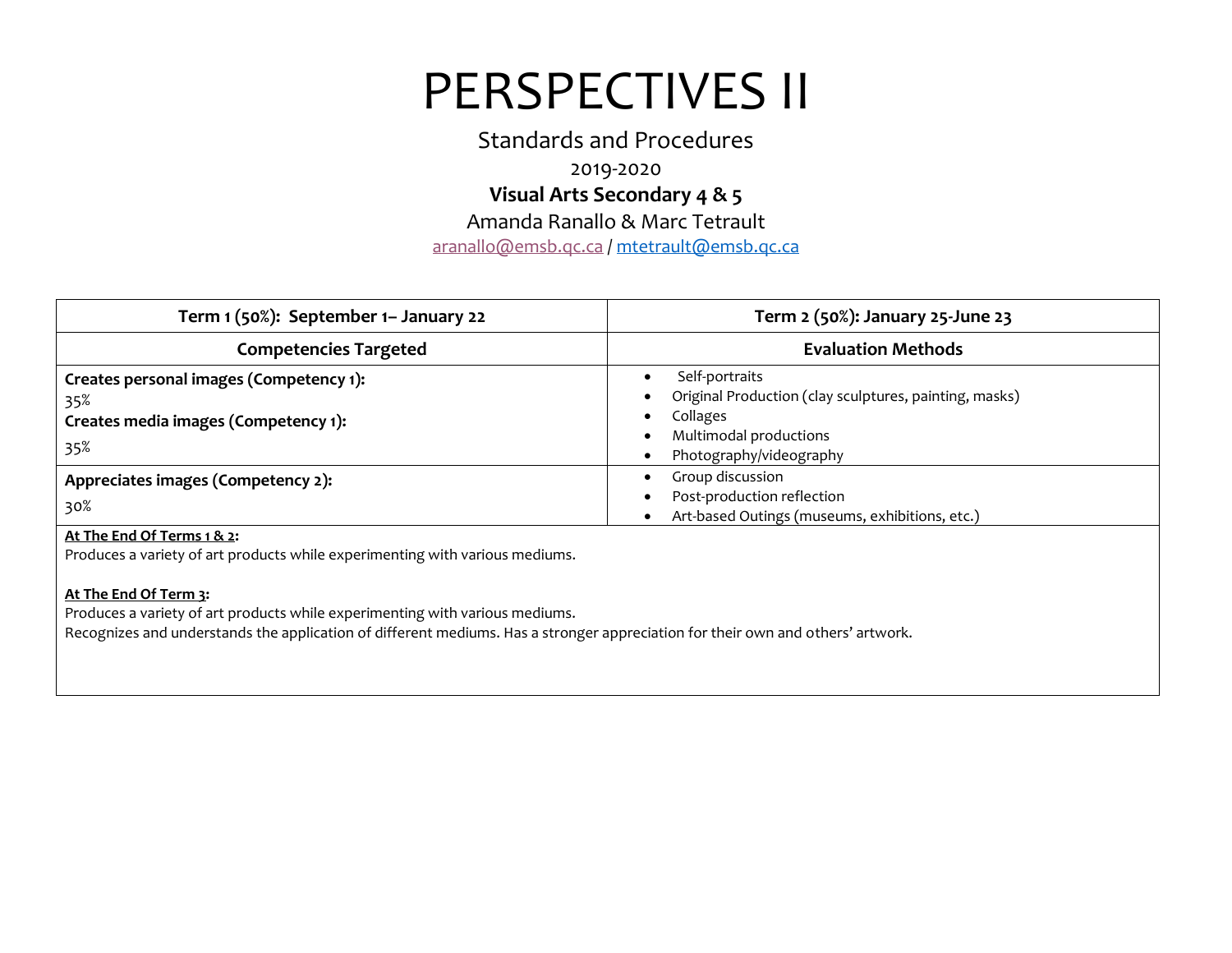# PERSPECTIVES II

Standards and Procedures

2019-2020

**Visual Arts Secondary 4 & 5**

Amanda Ranallo & Marc Tetrault

aranallo@emsb.qc.ca / mtetrault@emsb.qc.ca

| Term 1 (50%): September 1– January 22 | Term 2 (50%): January 25-June 23 |
|---|---|
| **Competencies Targeted** | **Evaluation Methods** |
| **Creates personal images (Competency 1):** 35%<br>**Creates media images (Competency 1):** 35% | • Self-portraits<br>• Original Production (clay sculptures, painting, masks)<br>• Collages<br>• Multimodal productions<br>• Photography/videography |
| **Appreciates images (Competency 2):** 30% | • Group discussion<br>• Post-production reflection<br>• Art-based Outings (museums, exhibitions, etc.) |

**At The End Of Terms 1 & 2:**
Produces a variety of art products while experimenting with various mediums.

**At The End Of Term 3:**
Produces a variety of art products while experimenting with various mediums.
Recognizes and understands the application of different mediums. Has a stronger appreciation for their own and others' artwork.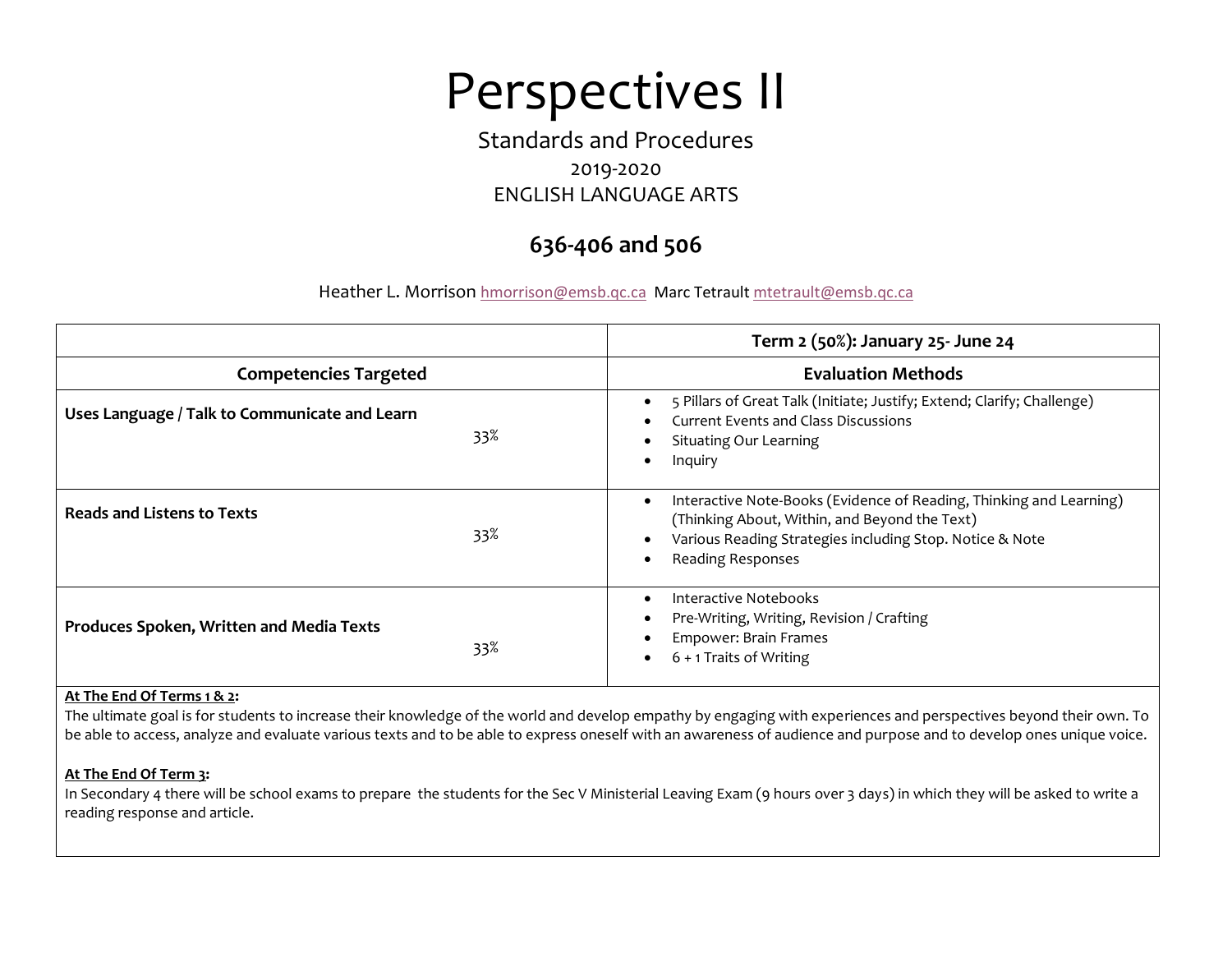# Perspectives II

Standards and Procedures

2019-2020

ENGLISH LANGUAGE ARTS

## 636-406 and 506

Heather L. Morrison hmorrison@emsb.qc.ca Marc Tetrault mtetrault@emsb.qc.ca

| | **Term 2 (50%): January 25- June 24** |
|---|---|
| **Competencies Targeted** | **Evaluation Methods** |
| **Uses Language / Talk to Communicate and Learn** 33% | • 5 Pillars of Great Talk (Initiate; Justify; Extend; Clarify; Challenge)<br>• Current Events and Class Discussions<br>• Situating Our Learning<br>• Inquiry |
| **Reads and Listens to Texts** 33% | • Interactive Note-Books (Evidence of Reading, Thinking and Learning) (Thinking About, Within, and Beyond the Text)<br>• Various Reading Strategies including Stop. Notice & Note<br>• Reading Responses |
| **Produces Spoken, Written and Media Texts** 33% | • Interactive Notebooks<br>• Pre-Writing, Writing, Revision / Crafting<br>• Empower: Brain Frames<br>• 6 + 1 Traits of Writing |

**At The End Of Terms 1 & 2:**

The ultimate goal is for students to increase their knowledge of the world and develop empathy by engaging with experiences and perspectives beyond their own. To be able to access, analyze and evaluate various texts and to be able to express oneself with an awareness of audience and purpose and to develop ones unique voice.

**At The End Of Term 3:**

In Secondary 4 there will be school exams to prepare the students for the Sec V Ministerial Leaving Exam (9 hours over 3 days) in which they will be asked to write a reading response and article.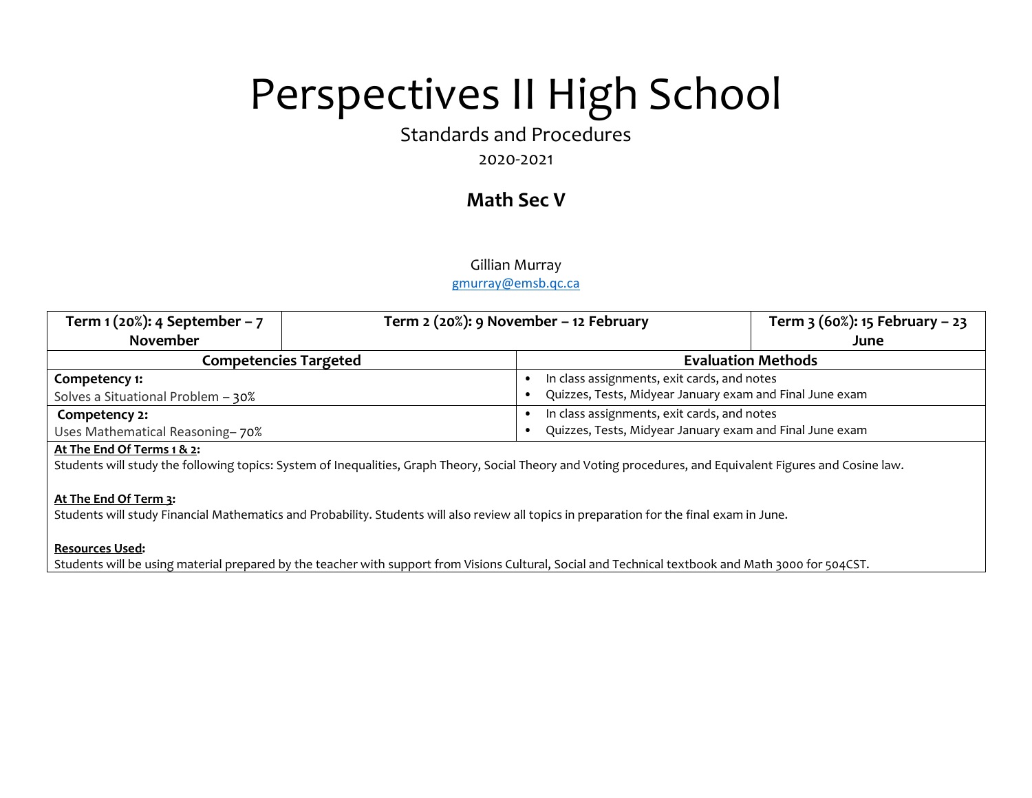# Perspectives II High School

Standards and Procedures

2020-2021

## Math Sec V

Gillian Murray

gmurray@emsb.qc.ca

| Term 1 (20%): 4 September – 7 November | Term 2 (20%): 9 November – 12 February | Term 3 (60%): 15 February – 23 June |
|---|---|---|

| Competencies Targeted | Evaluation Methods |
|---|---|
| **Competency 1:**<br>Solves a Situational Problem – 30% | • In class assignments, exit cards, and notes<br>• Quizzes, Tests, Midyear January exam and Final June exam |
| **Competency 2:**<br>Uses Mathematical Reasoning– 70% | • In class assignments, exit cards, and notes<br>• Quizzes, Tests, Midyear January exam and Final June exam |

**At The End Of Terms 1 & 2:**

Students will study the following topics: System of Inequalities, Graph Theory, Social Theory and Voting procedures, and Equivalent Figures and Cosine law.

**At The End Of Term 3:**

Students will study Financial Mathematics and Probability. Students will also review all topics in preparation for the final exam in June.

**Resources Used:**

Students will be using material prepared by the teacher with support from Visions Cultural, Social and Technical textbook and Math 3000 for 504CST.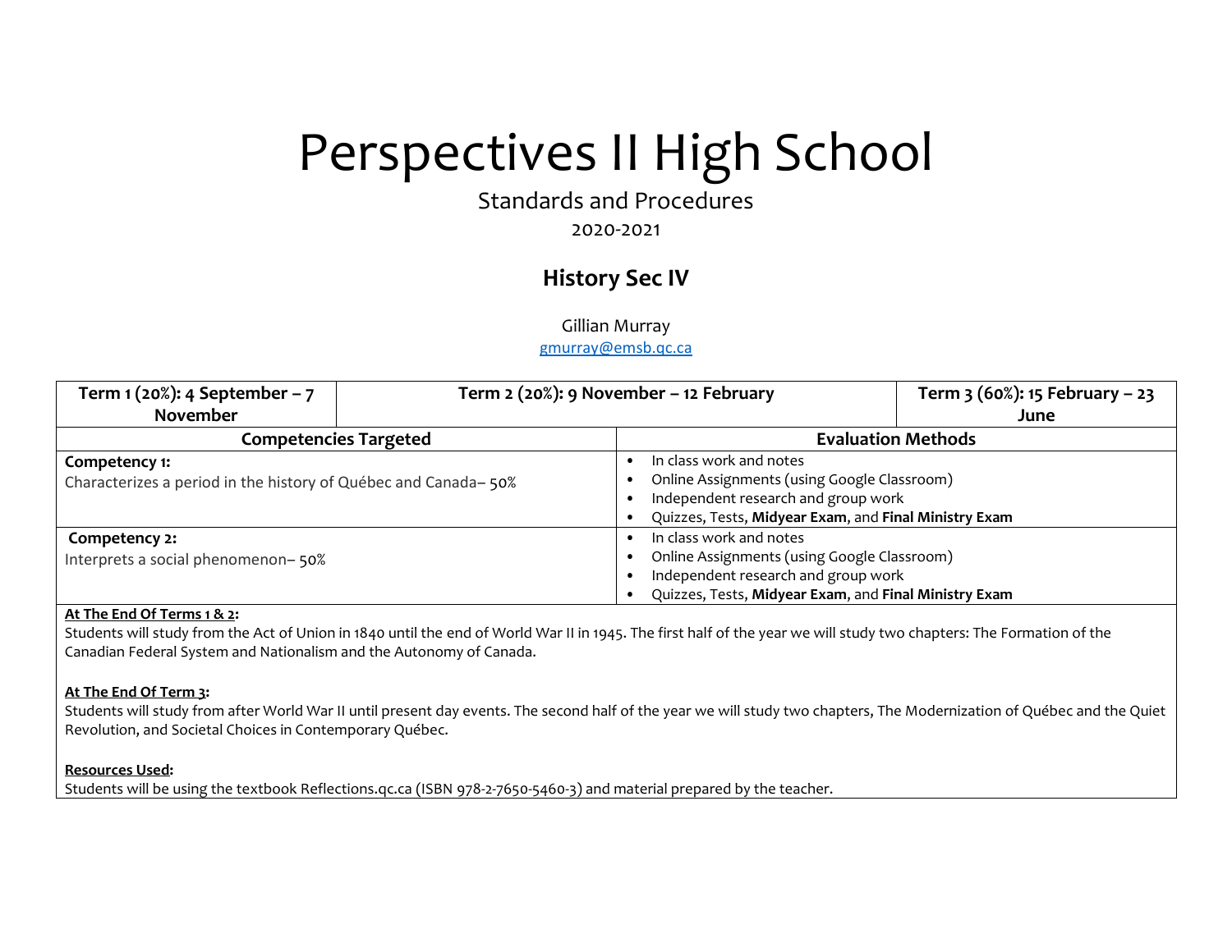# Perspectives II High School

Standards and Procedures

2020-2021

## History Sec IV

Gillian Murray

gmurray@emsb.qc.ca

| Term 1 (20%): 4 September – 7 November | Term 2 (20%): 9 November – 12 February | Term 3 (60%): 15 February – 23 June |
|---|---|---|

| Competencies Targeted | Evaluation Methods |
|---|---|
| **Competency 1:** Characterizes a period in the history of Québec and Canada– 50% | • In class work and notes<br>• Online Assignments (using Google Classroom)<br>• Independent research and group work<br>• Quizzes, Tests, **Midyear Exam**, and **Final Ministry Exam** |
| **Competency 2:** Interprets a social phenomenon– 50% | • In class work and notes<br>• Online Assignments (using Google Classroom)<br>• Independent research and group work<br>• Quizzes, Tests, **Midyear Exam**, and **Final Ministry Exam** |

**At The End Of Terms 1 & 2:**

Students will study from the Act of Union in 1840 until the end of World War II in 1945. The first half of the year we will study two chapters: The Formation of the Canadian Federal System and Nationalism and the Autonomy of Canada.

**At The End Of Term 3:**

Students will study from after World War II until present day events. The second half of the year we will study two chapters, The Modernization of Québec and the Quiet Revolution, and Societal Choices in Contemporary Québec.

**Resources Used:**

Students will be using the textbook Reflections.qc.ca (ISBN 978-2-7650-5460-3) and material prepared by the teacher.